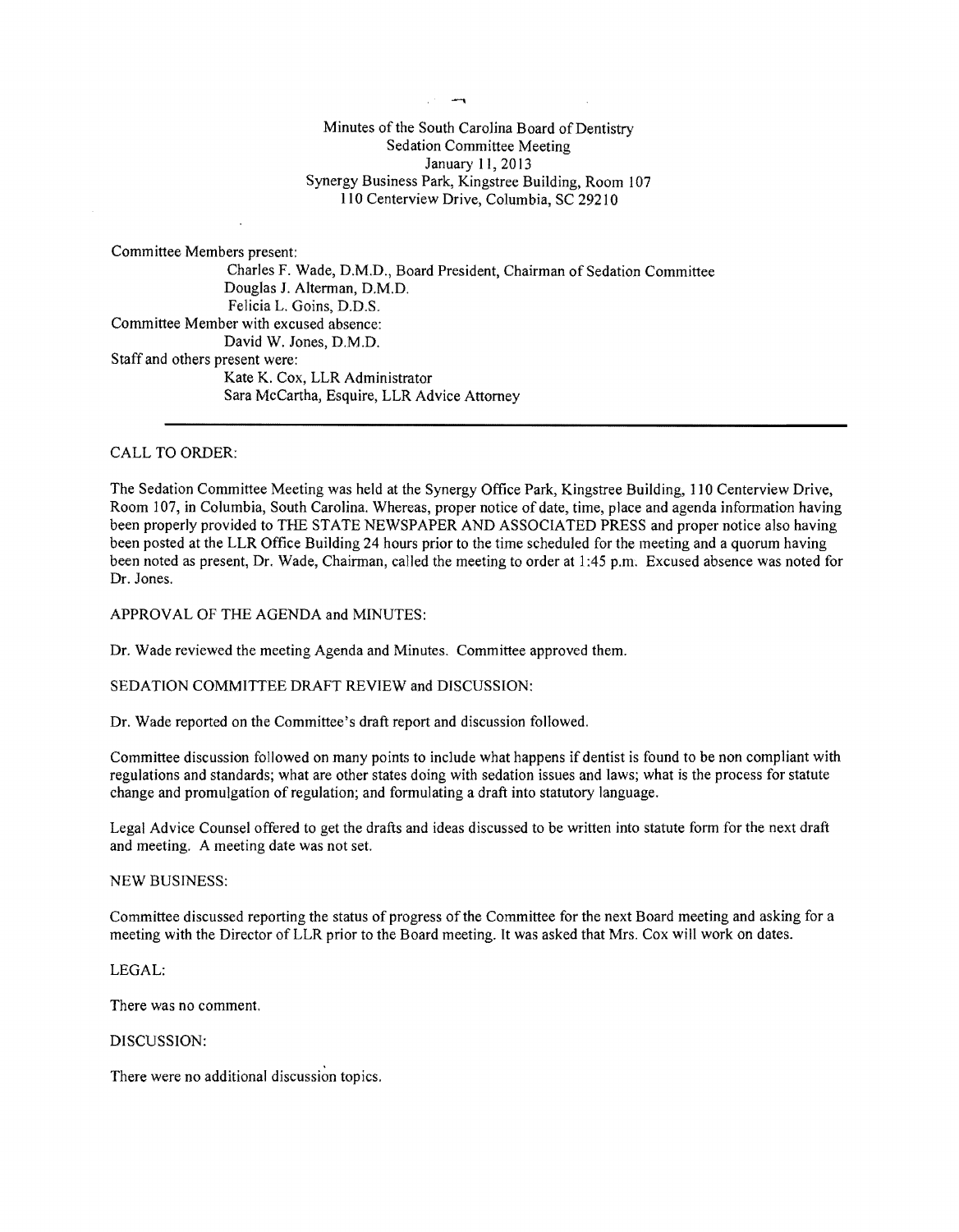Minutes of the South Carolina Board of Dentistry
Sedation Committee Meeting
January 11, 2013
Synergy Business Park, Kingstree Building, Room 107
110 Centerview Drive, Columbia, SC 29210

Committee Members present:
Charles F. Wade, D.M.D., Board President, Chairman of Sedation Committee
Douglas J. Alterman, D.M.D.
Felicia L. Goins, D.D.S.

Committee Member with excused absence:
David W. Jones, D.M.D.

Staff and others present were:
Kate K. Cox, LLR Administrator
Sara McCartha, Esquire, LLR Advice Attorney

---

CALL TO ORDER:

The Sedation Committee Meeting was held at the Synergy Office Park, Kingstree Building, 110 Centerview Drive, Room 107, in Columbia, South Carolina. Whereas, proper notice of date, time, place and agenda information having been properly provided to THE STATE NEWSPAPER AND ASSOCIATED PRESS and proper notice also having been posted at the LLR Office Building 24 hours prior to the time scheduled for the meeting and a quorum having been noted as present, Dr. Wade, Chairman, called the meeting to order at 1:45 p.m. Excused absence was noted for Dr. Jones.

APPROVAL OF THE AGENDA and MINUTES:

Dr. Wade reviewed the meeting Agenda and Minutes. Committee approved them.

SEDATION COMMITTEE DRAFT REVIEW and DISCUSSION:

Dr. Wade reported on the Committee's draft report and discussion followed.

Committee discussion followed on many points to include what happens if dentist is found to be non compliant with regulations and standards; what are other states doing with sedation issues and laws; what is the process for statute change and promulgation of regulation; and formulating a draft into statutory language.

Legal Advice Counsel offered to get the drafts and ideas discussed to be written into statute form for the next draft and meeting. A meeting date was not set.

NEW BUSINESS:

Committee discussed reporting the status of progress of the Committee for the next Board meeting and asking for a meeting with the Director of LLR prior to the Board meeting. It was asked that Mrs. Cox will work on dates.

LEGAL:

There was no comment.

DISCUSSION:

There were no additional discussion topics.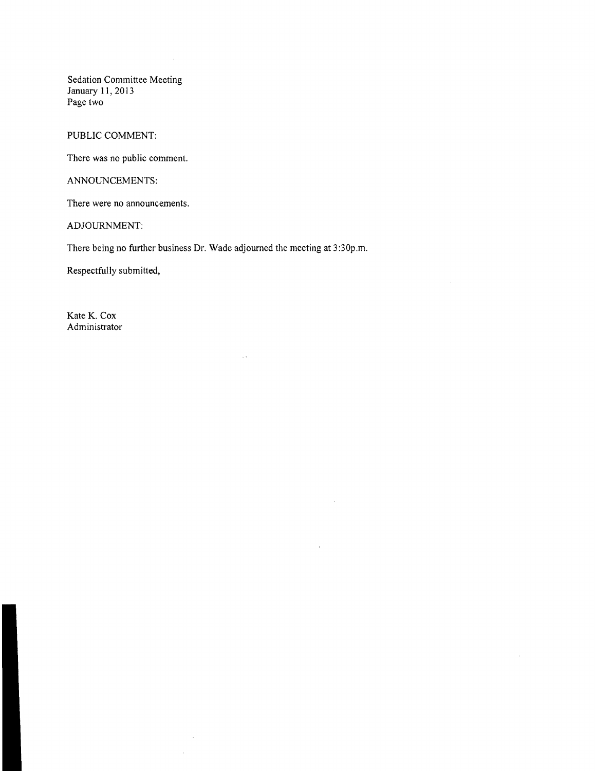PUBLIC COMMENT:

There was no public comment.

ANNOUNCEMENTS:

There were no announcements.

ADJOURNMENT:

There being no further business Dr. Wade adjourned the meeting at 3:30p.m.

Respectfully submitted,

Kate K. Cox
Administrator